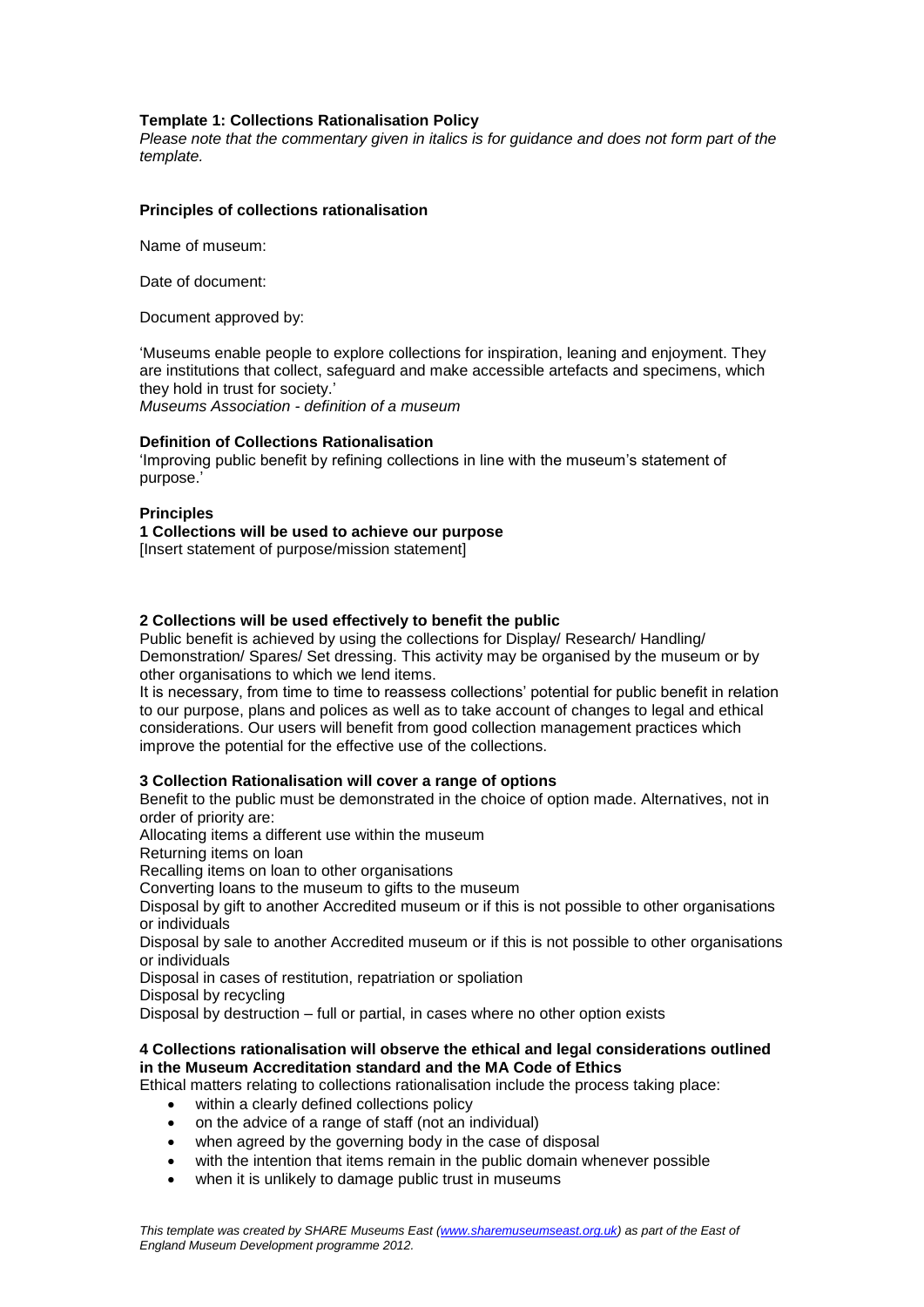**Template 1: Collections Rationalisation Policy**

*Please note that the commentary given in italics is for guidance and does not form part of the template.*

**Principles of collections rationalisation**

Name of museum:

Date of document:

Document approved by:

'Museums enable people to explore collections for inspiration, leaning and enjoyment. They are institutions that collect, safeguard and make accessible artefacts and specimens, which they hold in trust for society.'
*Museums Association - definition of a museum*

**Definition of Collections Rationalisation**

'Improving public benefit by refining collections in line with the museum's statement of purpose.'

**Principles**

**1 Collections will be used to achieve our purpose**

[Insert statement of purpose/mission statement]

**2 Collections will be used effectively to benefit the public**

Public benefit is achieved by using the collections for Display/ Research/ Handling/ Demonstration/ Spares/ Set dressing. This activity may be organised by the museum or by other organisations to which we lend items.

It is necessary, from time to time to reassess collections' potential for public benefit in relation to our purpose, plans and polices as well as to take account of changes to legal and ethical considerations. Our users will benefit from good collection management practices which improve the potential for the effective use of the collections.

**3 Collection Rationalisation will cover a range of options**

Benefit to the public must be demonstrated in the choice of option made. Alternatives, not in order of priority are:

Allocating items a different use within the museum

Returning items on loan

Recalling items on loan to other organisations

Converting loans to the museum to gifts to the museum

Disposal by gift to another Accredited museum or if this is not possible to other organisations or individuals

Disposal by sale to another Accredited museum or if this is not possible to other organisations or individuals

Disposal in cases of restitution, repatriation or spoliation

Disposal by recycling

Disposal by destruction – full or partial, in cases where no other option exists

**4 Collections rationalisation will observe the ethical and legal considerations outlined in the Museum Accreditation standard and the MA Code of Ethics**

Ethical matters relating to collections rationalisation include the process taking place:

- within a clearly defined collections policy
- on the advice of a range of staff (not an individual)
- when agreed by the governing body in the case of disposal
- with the intention that items remain in the public domain whenever possible
- when it is unlikely to damage public trust in museums

*This template was created by SHARE Museums East (www.sharemuseumseast.org.uk) as part of the East of England Museum Development programme 2012.*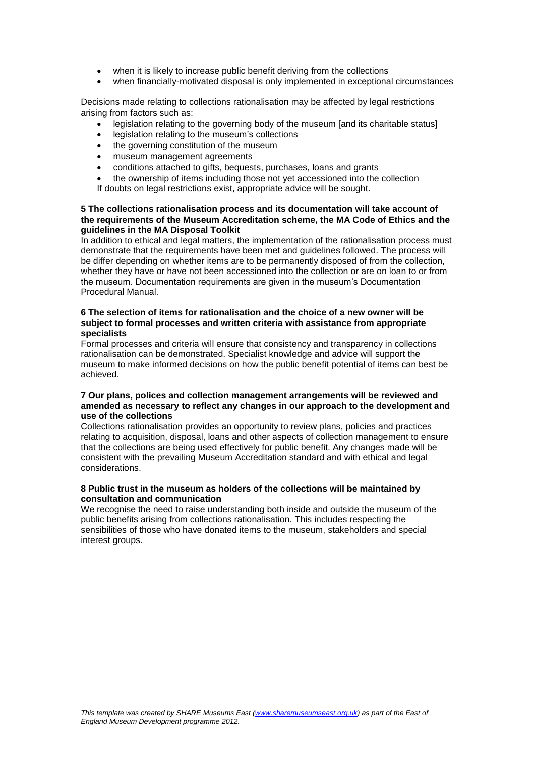- when it is likely to increase public benefit deriving from the collections
- when financially-motivated disposal is only implemented in exceptional circumstances

Decisions made relating to collections rationalisation may be affected by legal restrictions arising from factors such as:

- legislation relating to the governing body of the museum [and its charitable status]
- legislation relating to the museum's collections
- the governing constitution of the museum
- museum management agreements
- conditions attached to gifts, bequests, purchases, loans and grants
- the ownership of items including those not yet accessioned into the collection

If doubts on legal restrictions exist, appropriate advice will be sought.

**5 The collections rationalisation process and its documentation will take account of the requirements of the Museum Accreditation scheme, the MA Code of Ethics and the guidelines in the MA Disposal Toolkit**

In addition to ethical and legal matters, the implementation of the rationalisation process must demonstrate that the requirements have been met and guidelines followed. The process will be differ depending on whether items are to be permanently disposed of from the collection, whether they have or have not been accessioned into the collection or are on loan to or from the museum. Documentation requirements are given in the museum's Documentation Procedural Manual.

**6 The selection of items for rationalisation and the choice of a new owner will be subject to formal processes and written criteria with assistance from appropriate specialists**

Formal processes and criteria will ensure that consistency and transparency in collections rationalisation can be demonstrated. Specialist knowledge and advice will support the museum to make informed decisions on how the public benefit potential of items can best be achieved.

**7 Our plans, polices and collection management arrangements will be reviewed and amended as necessary to reflect any changes in our approach to the development and use of the collections**

Collections rationalisation provides an opportunity to review plans, policies and practices relating to acquisition, disposal, loans and other aspects of collection management to ensure that the collections are being used effectively for public benefit. Any changes made will be consistent with the prevailing Museum Accreditation standard and with ethical and legal considerations.

**8 Public trust in the museum as holders of the collections will be maintained by consultation and communication**

We recognise the need to raise understanding both inside and outside the museum of the public benefits arising from collections rationalisation. This includes respecting the sensibilities of those who have donated items to the museum, stakeholders and special interest groups.

*This template was created by SHARE Museums East ([www.sharemuseumseast.org.uk](http://www.sharemuseumseast.org.uk)) as part of the East of England Museum Development programme 2012.*